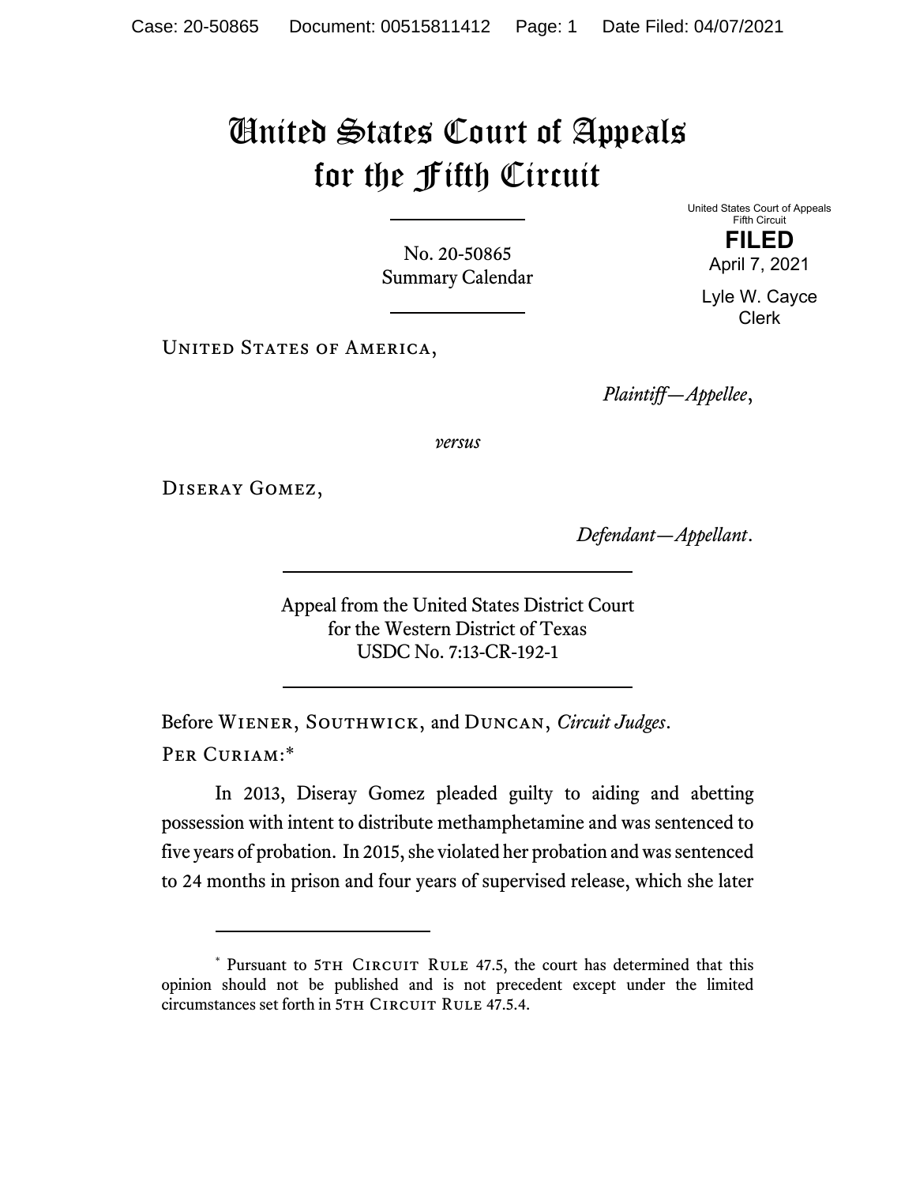# United States Court of Appeals for the Fifth Circuit

United States Court of Appeals
Fifth Circuit

**FILED**

April 7, 2021

Lyle W. Cayce
Clerk

No. 20-50865
Summary Calendar

United States of America,

*Plaintiff—Appellee*,

*versus*

Diseray Gomez,

*Defendant—Appellant*.

Appeal from the United States District Court
for the Western District of Texas
USDC No. 7:13-CR-192-1

Before Wiener, Southwick, and Duncan, *Circuit Judges*.

Per Curiam:*

In 2013, Diseray Gomez pleaded guilty to aiding and abetting possession with intent to distribute methamphetamine and was sentenced to five years of probation. In 2015, she violated her probation and was sentenced to 24 months in prison and four years of supervised release, which she later

---

\* Pursuant to 5th Circuit Rule 47.5, the court has determined that this opinion should not be published and is not precedent except under the limited circumstances set forth in 5th Circuit Rule 47.5.4.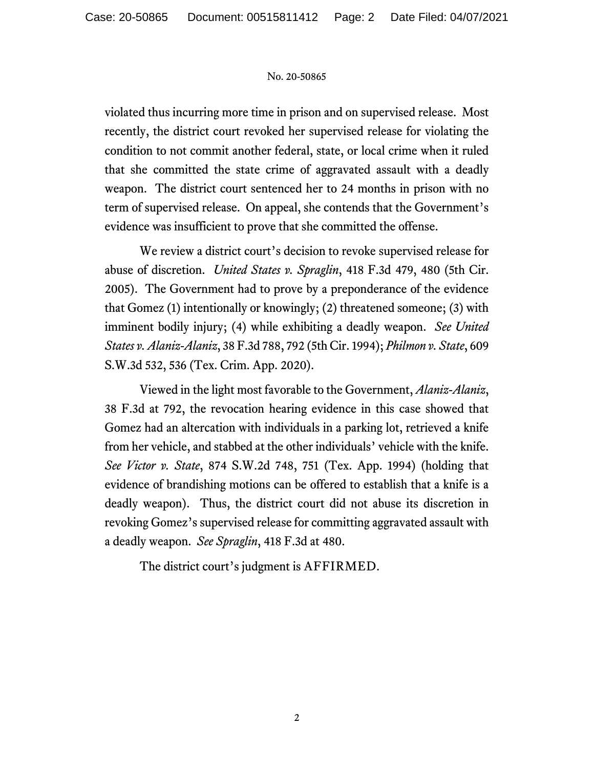violated thus incurring more time in prison and on supervised release. Most recently, the district court revoked her supervised release for violating the condition to not commit another federal, state, or local crime when it ruled that she committed the state crime of aggravated assault with a deadly weapon. The district court sentenced her to 24 months in prison with no term of supervised release. On appeal, she contends that the Government's evidence was insufficient to prove that she committed the offense.

We review a district court's decision to revoke supervised release for abuse of discretion. *United States v. Spraglin*, 418 F.3d 479, 480 (5th Cir. 2005). The Government had to prove by a preponderance of the evidence that Gomez (1) intentionally or knowingly; (2) threatened someone; (3) with imminent bodily injury; (4) while exhibiting a deadly weapon. *See United States v. Alaniz-Alaniz*, 38 F.3d 788, 792 (5th Cir. 1994); *Philmon v. State*, 609 S.W.3d 532, 536 (Tex. Crim. App. 2020).

Viewed in the light most favorable to the Government, *Alaniz-Alaniz*, 38 F.3d at 792, the revocation hearing evidence in this case showed that Gomez had an altercation with individuals in a parking lot, retrieved a knife from her vehicle, and stabbed at the other individuals' vehicle with the knife. *See Victor v. State*, 874 S.W.2d 748, 751 (Tex. App. 1994) (holding that evidence of brandishing motions can be offered to establish that a knife is a deadly weapon). Thus, the district court did not abuse its discretion in revoking Gomez's supervised release for committing aggravated assault with a deadly weapon. *See Spraglin*, 418 F.3d at 480.

The district court's judgment is AFFIRMED.